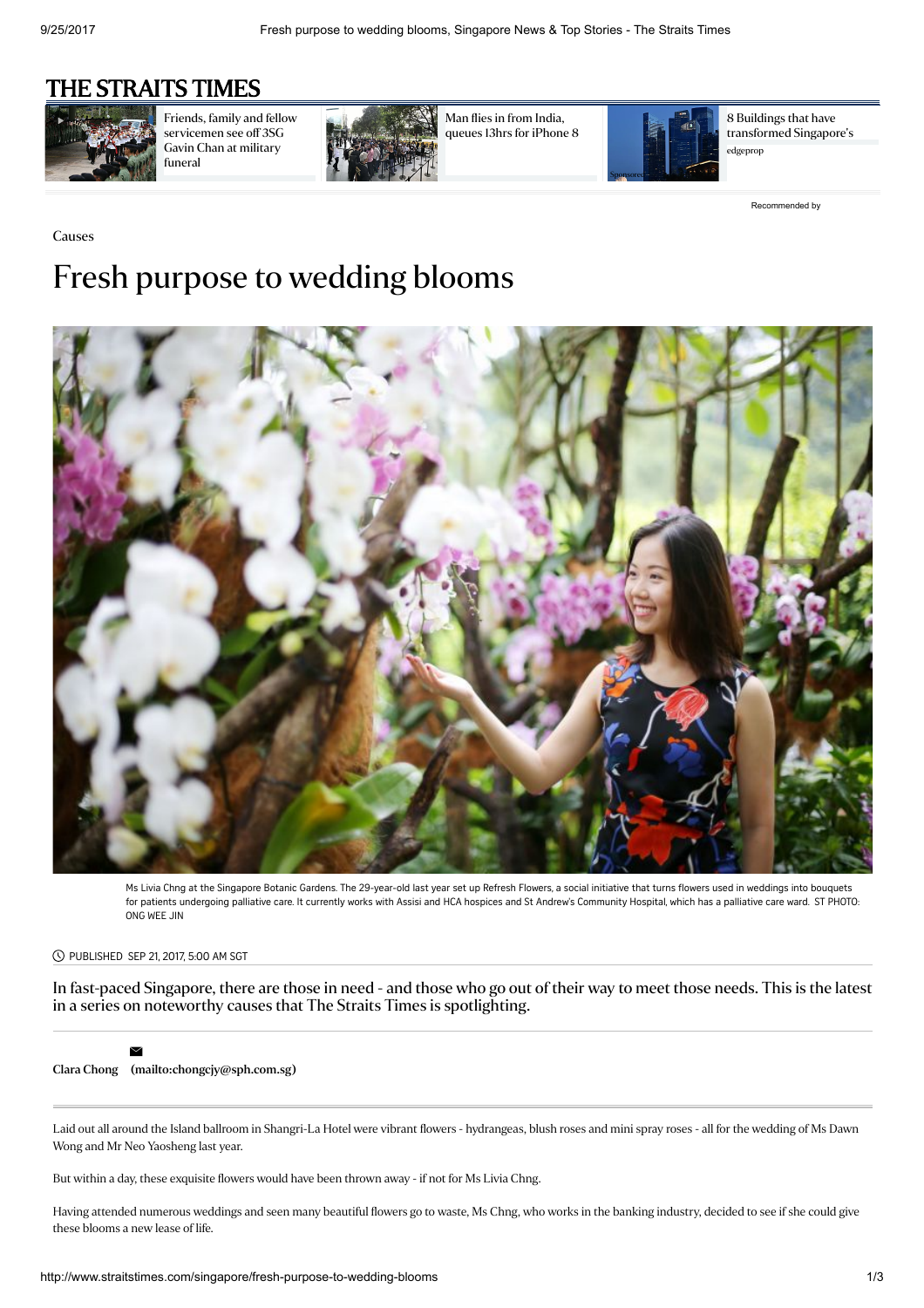Causes

# Fresh purpose to wedding blooms

Ms Livia Chng at the Singapore Botanic Gardens. The 29-year-old last year set up Refresh Flowers, a social initiative that turns flowers used in weddings into bouquets for patients undergoing palliative care. It currently works with Assisi and HCA hospices and St Andrew's Community Hospital, which has a palliative care ward. ST PHOTO: ONG WEE JIN

PUBLISHED SEP 21, 2017, 5:00 AM SGT

**In fast-paced Singapore, there are those in need - and those who go out of their way to meet those needs. This is the latest in a series on noteworthy causes that The Straits Times is spotlighting.**

**Clara Chong (mailto:chongcjy@sph.com.sg)**

Laid out all around the Island ballroom in Shangri-La Hotel were vibrant flowers - hydrangeas, blush roses and mini spray roses - all for the wedding of Ms Dawn Wong and Mr Neo Yaosheng last year.

But within a day, these exquisite flowers would have been thrown away - if not for Ms Livia Chng.

Having attended numerous weddings and seen many beautiful flowers go to waste, Ms Chng, who works in the banking industry, decided to see if she could give these blooms a new lease of life.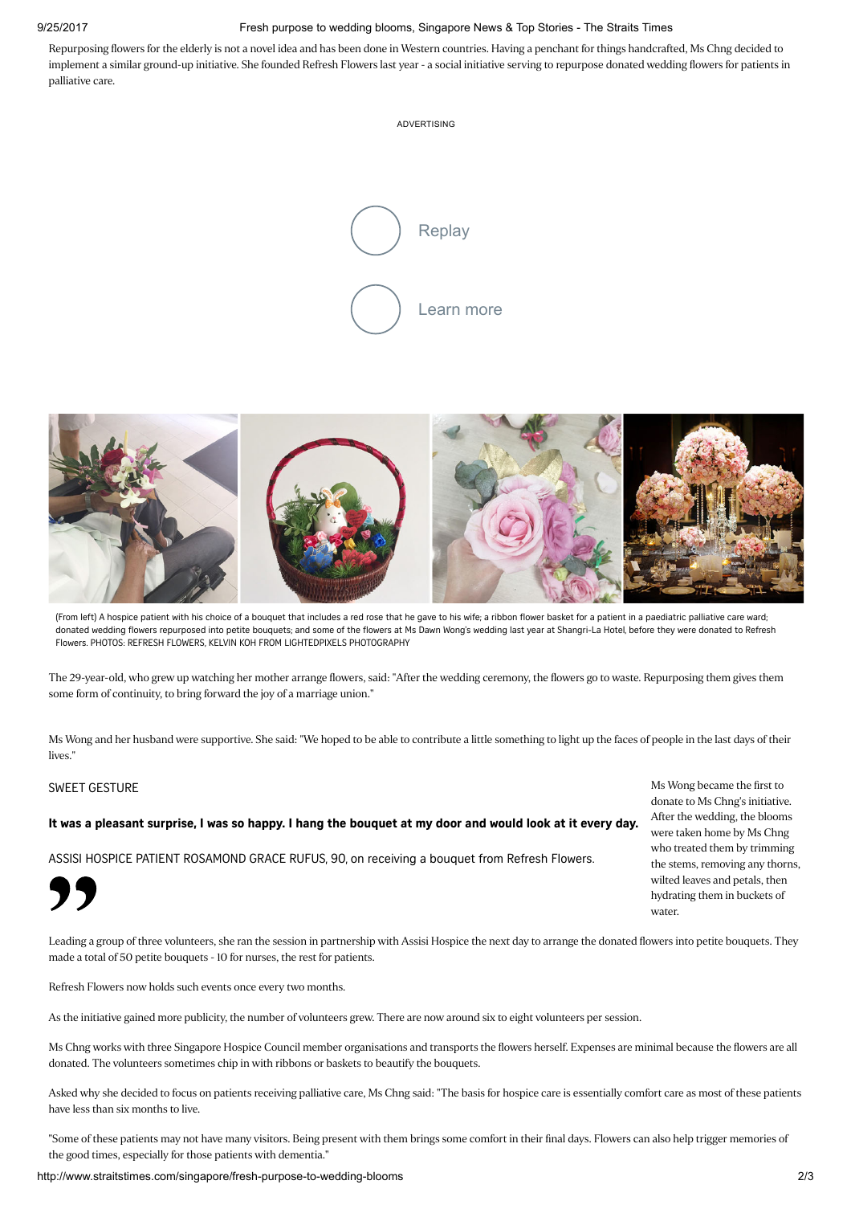Repurposing flowers for the elderly is not a novel idea and has been done in Western countries. Having a penchant for things handcrafted, Ms Chng decided to implement a similar ground-up initiative. She founded Refresh Flowers last year - a social initiative serving to repurpose donated wedding flowers for patients in palliative care.

(From left) A hospice patient with his choice of a bouquet that includes a red rose that he gave to his wife; a ribbon flower basket for a patient in a paediatric palliative care ward; donated wedding flowers repurposed into petite bouquets; and some of the flowers at Ms Dawn Wong's wedding last year at Shangri-La Hotel, before they were donated to Refresh Flowers. PHOTOS: REFRESH FLOWERS, KELVIN KOH FROM LIGHTEDPIXELS PHOTOGRAPHY

The 29-year-old, who grew up watching her mother arrange flowers, said: "After the wedding ceremony, the flowers go to waste. Repurposing them gives them some form of continuity, to bring forward the joy of a marriage union."

Ms Wong and her husband were supportive. She said: "We hoped to be able to contribute a little something to light up the faces of people in the last days of their lives."

Ms Wong became the first to donate to Ms Chng's initiative. After the wedding, the blooms were taken home by Ms Chng who treated them by trimming the stems, removing any thorns, wilted leaves and petals, then hydrating them in buckets of water.

SWEET GESTURE

**It was a pleasant surprise, I was so happy. I hang the bouquet at my door and would look at it every day.**

ASSISI HOSPICE PATIENT ROSAMOND GRACE RUFUS, 90, on receiving a bouquet from Refresh Flowers.

Leading a group of three volunteers, she ran the session in partnership with Assisi Hospice the next day to arrange the donated flowers into petite bouquets. They made a total of 50 petite bouquets - 10 for nurses, the rest for patients.

Refresh Flowers now holds such events once every two months.

As the initiative gained more publicity, the number of volunteers grew. There are now around six to eight volunteers per session.

Ms Chng works with three Singapore Hospice Council member organisations and transports the flowers herself. Expenses are minimal because the flowers are all donated. The volunteers sometimes chip in with ribbons or baskets to beautify the bouquets.

Asked why she decided to focus on patients receiving palliative care, Ms Chng said: "The basis for hospice care is essentially comfort care as most of these patients have less than six months to live.

"Some of these patients may not have many visitors. Being present with them brings some comfort in their final days. Flowers can also help trigger memories of the good times, especially for those patients with dementia."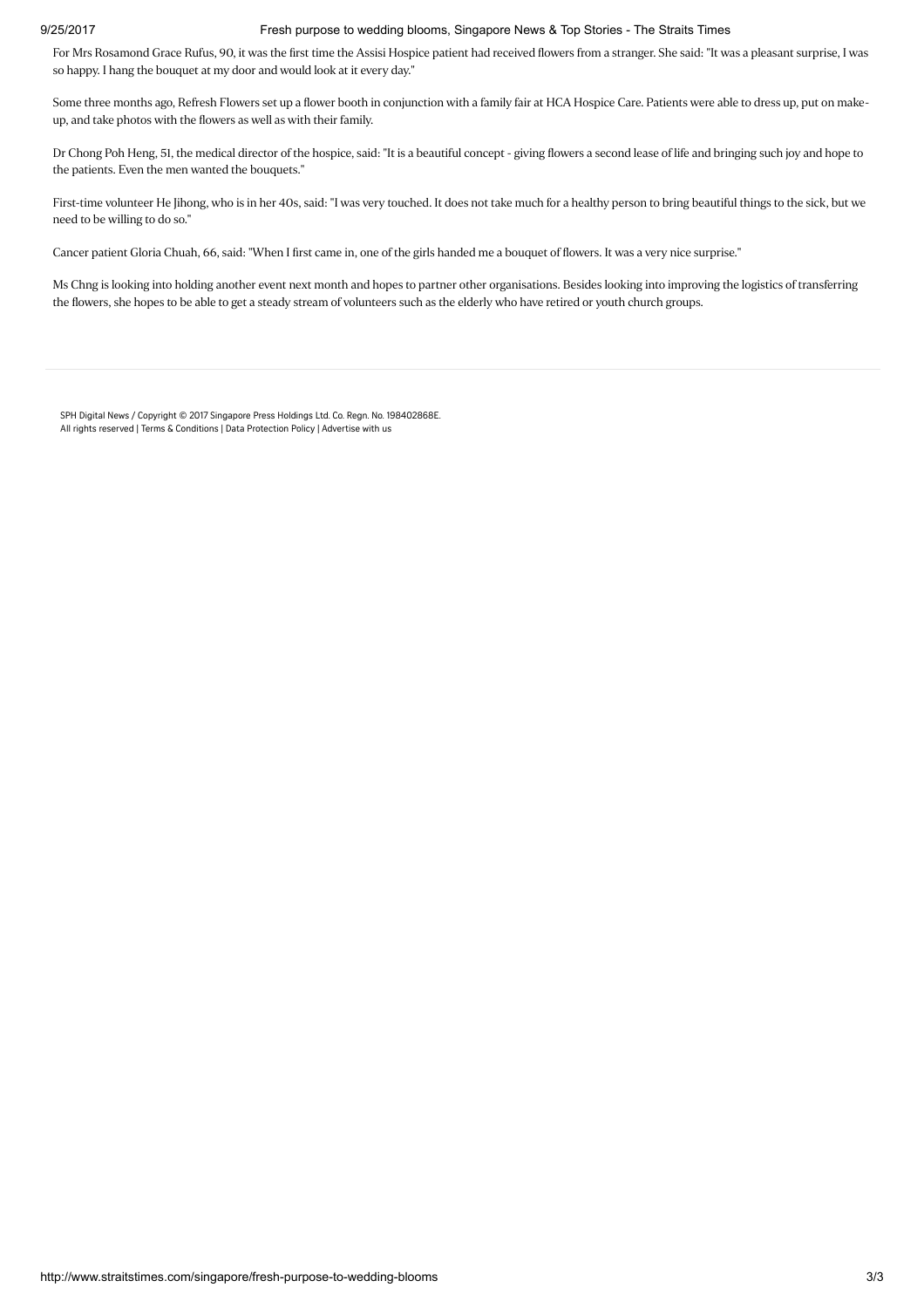For Mrs Rosamond Grace Rufus, 90, it was the first time the Assisi Hospice patient had received flowers from a stranger. She said: "It was a pleasant surprise, I was so happy. I hang the bouquet at my door and would look at it every day."

Some three months ago, Refresh Flowers set up a flower booth in conjunction with a family fair at HCA Hospice Care. Patients were able to dress up, put on make-up, and take photos with the flowers as well as with their family.

Dr Chong Poh Heng, 51, the medical director of the hospice, said: "It is a beautiful concept - giving flowers a second lease of life and bringing such joy and hope to the patients. Even the men wanted the bouquets."

First-time volunteer He Jihong, who is in her 40s, said: "I was very touched. It does not take much for a healthy person to bring beautiful things to the sick, but we need to be willing to do so."

Cancer patient Gloria Chuah, 66, said: "When I first came in, one of the girls handed me a bouquet of flowers. It was a very nice surprise."

Ms Chng is looking into holding another event next month and hopes to partner other organisations. Besides looking into improving the logistics of transferring the flowers, she hopes to be able to get a steady stream of volunteers such as the elderly who have retired or youth church groups.

SPH Digital News / Copyright © 2017 Singapore Press Holdings Ltd. Co. Regn. No. 198402868E.
All rights reserved | Terms & Conditions | Data Protection Policy | Advertise with us